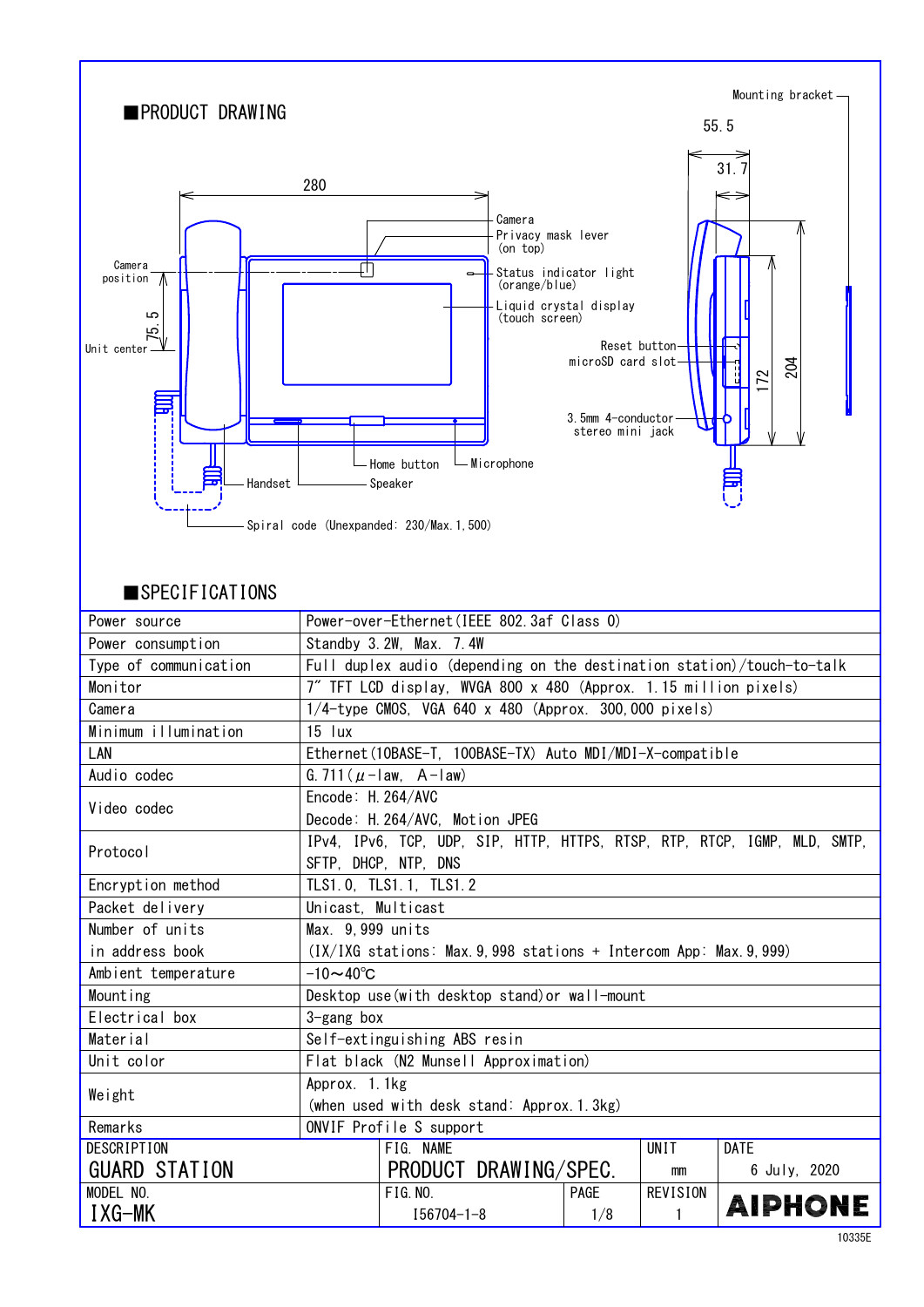## ■PRODUCT DRAWING

Mounting bracket

55.5

31.7

280

Camera

Privacy mask lever (on top)

Camera position

Status indicator light (orange/blue)

75.5

Liquid crystal display (touch screen)

Unit center

Reset button

microSD card slot

172

204

3.5mm 4-conductor stereo mini jack

Handset

Speaker

Home button

Microphone

Spiral code (Unexpanded: 230/Max.1,500)

## ■SPECIFICATIONS

| | |
|---|---|
| Power source | Power-over-Ethernet(IEEE 802.3af Class 0) |
| Power consumption | Standby 3.2W, Max. 7.4W |
| Type of communication | Full duplex audio (depending on the destination station)/touch-to-talk |
| Monitor | 7″ TFT LCD display, WVGA 800 x 480 (Approx. 1.15 million pixels) |
| Camera | 1/4-type CMOS, VGA 640 x 480 (Approx. 300,000 pixels) |
| Minimum illumination | 15 lux |
| LAN | Ethernet(10BASE-T, 100BASE-TX) Auto MDI/MDI-X-compatible |
| Audio codec | G.711(μ-law, A-law) |
| Video codec | Encode: H.264/AVC<br>Decode: H.264/AVC, Motion JPEG |
| Protocol | IPv4, IPv6, TCP, UDP, SIP, HTTP, HTTPS, RTSP, RTP, RTCP, IGMP, MLD, SMTP, SFTP, DHCP, NTP, DNS |
| Encryption method | TLS1.0, TLS1.1, TLS1.2 |
| Packet delivery | Unicast, Multicast |
| Number of units in address book | Max. 9,999 units<br>(IX/IXG stations: Max.9,998 stations + Intercom App: Max.9,999) |
| Ambient temperature | -10～40℃ |
| Mounting | Desktop use(with desktop stand)or wall-mount |
| Electrical box | 3-gang box |
| Material | Self-extinguishing ABS resin |
| Unit color | Flat black (N2 Munsell Approximation) |
| Weight | Approx. 1.1kg<br>(when used with desk stand: Approx.1.3kg) |
| Remarks | ONVIF Profile S support |

| DESCRIPTION | FIG. NAME | | UNIT | DATE |
|---|---|---|---|---|
| GUARD STATION | PRODUCT DRAWING/SPEC. | | mm | 6 July, 2020 |
| MODEL NO. | FIG.NO. | PAGE | REVISION | AIPHONE |
| IXG-MK | I56704-1-8 | 1/8 | 1 | |

10335E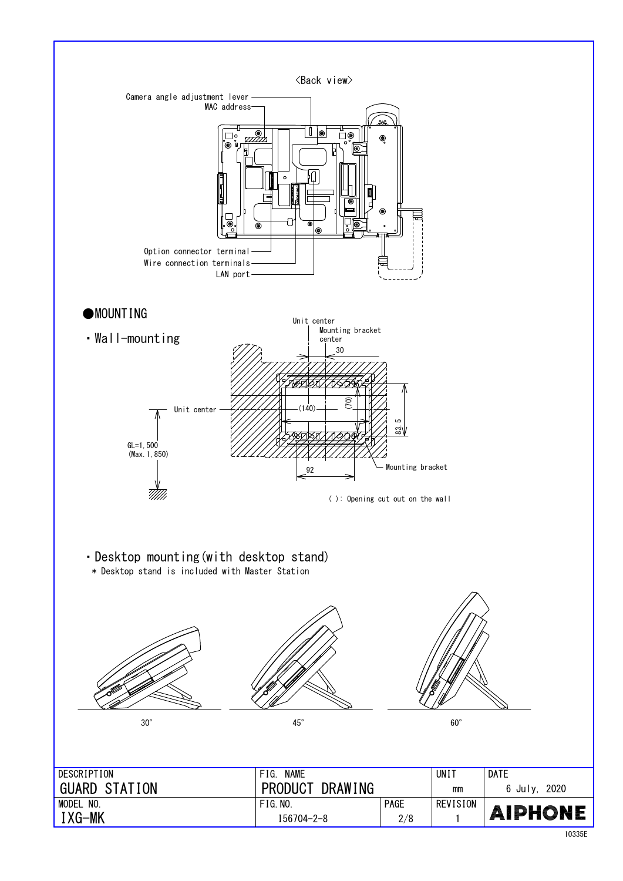<Back view>

Camera angle adjustment lever
MAC address
Option connector terminal
Wire connection terminals
LAN port

## ●MOUNTING

### ・Wall-mounting

Unit center
Mounting bracket center
30
(140)
(70)
83.5
92
Mounting bracket
GL=1,500 (Max.1,850)

( ): Opening cut out on the wall

### ・Desktop mounting(with desktop stand)

＊ Desktop stand is included with Master Station

30°　　45°　　60°

| DESCRIPTION | FIG. NAME | | UNIT | DATE |
|---|---|---|---|---|
| GUARD STATION | PRODUCT DRAWING | | mm | 6 July, 2020 |
| MODEL NO. | FIG.NO. | PAGE | REVISION | AIPHONE |
| IXG-MK | I56704-2-8 | 2/8 | 1 | |

10335E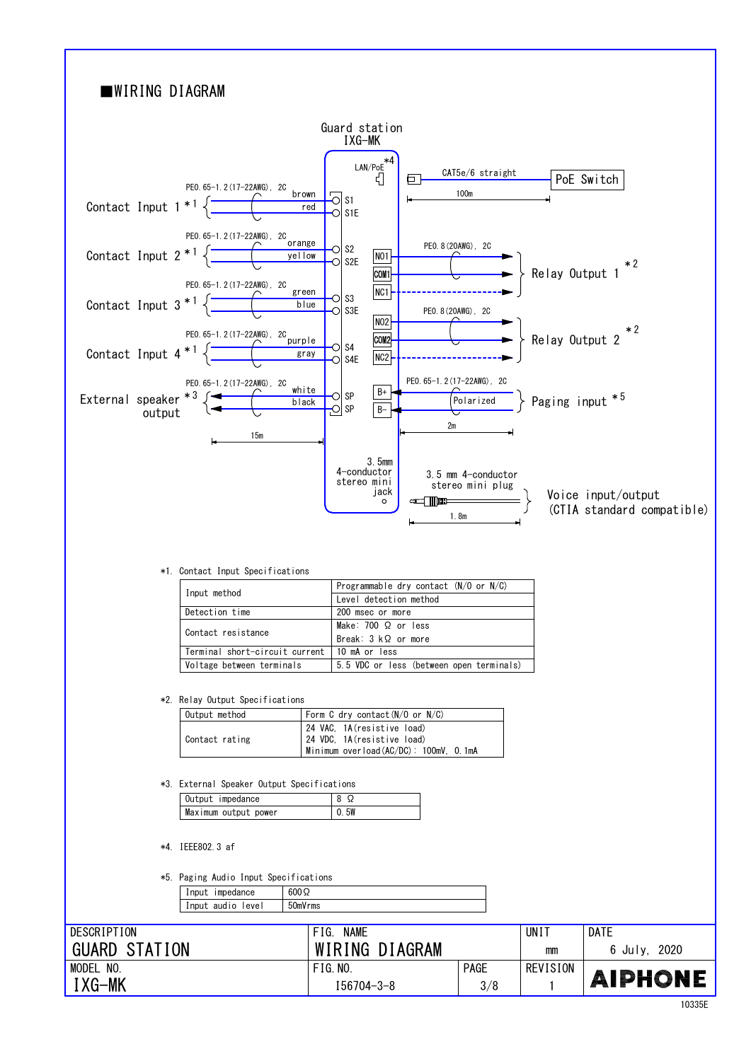## ■WIRING DIAGRAM

Guard station
IXG-MK

LAN/PoE *4 — CAT5e/6 straight, 100m — PoE Switch

Contact Input 1 *1 — PE0.65-1.2(17-22AWG), 2C — brown S1, red S1E

Contact Input 2 *1 — PE0.65-1.2(17-22AWG), 2C — orange S2, yellow S2E

Contact Input 3 *1 — PE0.65-1.2(17-22AWG), 2C — green S3, blue S3E

Contact Input 4 *1 — PE0.65-1.2(17-22AWG), 2C — purple S4, gray S4E

External speaker output *3 — PE0.65-1.2(17-22AWG), 2C — white SP, black SP — 15m

NO1, COM1, NC1 — PE0.8(20AWG), 2C — Relay Output 1 *2

NO2, COM2, NC2 — PE0.8(20AWG), 2C — Relay Output 2 *2

B+, B- — PE0.65-1.2(17-22AWG), 2C — Polarized — Paging input *5 — 2m

3.5mm 4-conductor stereo mini jack — 3.5 mm 4-conductor stereo mini plug, 1.8m — Voice input/output (CTIA standard compatible)

*1. Contact Input Specifications

| | |
|---|---|
| Input method | Programmable dry contact (N/O or N/C)<br>Level detection method |
| Detection time | 200 msec or more |
| Contact resistance | Make: 700 Ω or less<br>Break: 3 kΩ or more |
| Terminal short-circuit current | 10 mA or less |
| Voltage between terminals | 5.5 VDC or less (between open terminals) |

*2. Relay Output Specifications

| | |
|---|---|
| Output method | Form C dry contact(N/O or N/C) |
| Contact rating | 24 VAC, 1A(resistive load)<br>24 VDC, 1A(resistive load)<br>Minimum overload(AC/DC): 100mV, 0.1mA |

*3. External Speaker Output Specifications

| | |
|---|---|
| Output impedance | 8 Ω |
| Maximum output power | 0.5W |

*4. IEEE802.3 af

*5. Paging Audio Input Specifications

| | |
|---|---|
| Input impedance | 600Ω |
| Input audio level | 50mVrms |

| DESCRIPTION | FIG. NAME | | UNIT | DATE |
|---|---|---|---|---|
| GUARD STATION | WIRING DIAGRAM | | mm | 6 July, 2020 |
| MODEL NO. | FIG.NO. | PAGE | REVISION | AIPHONE |
| IXG-MK | I56704-3-8 | 3/8 | 1 | |

10335E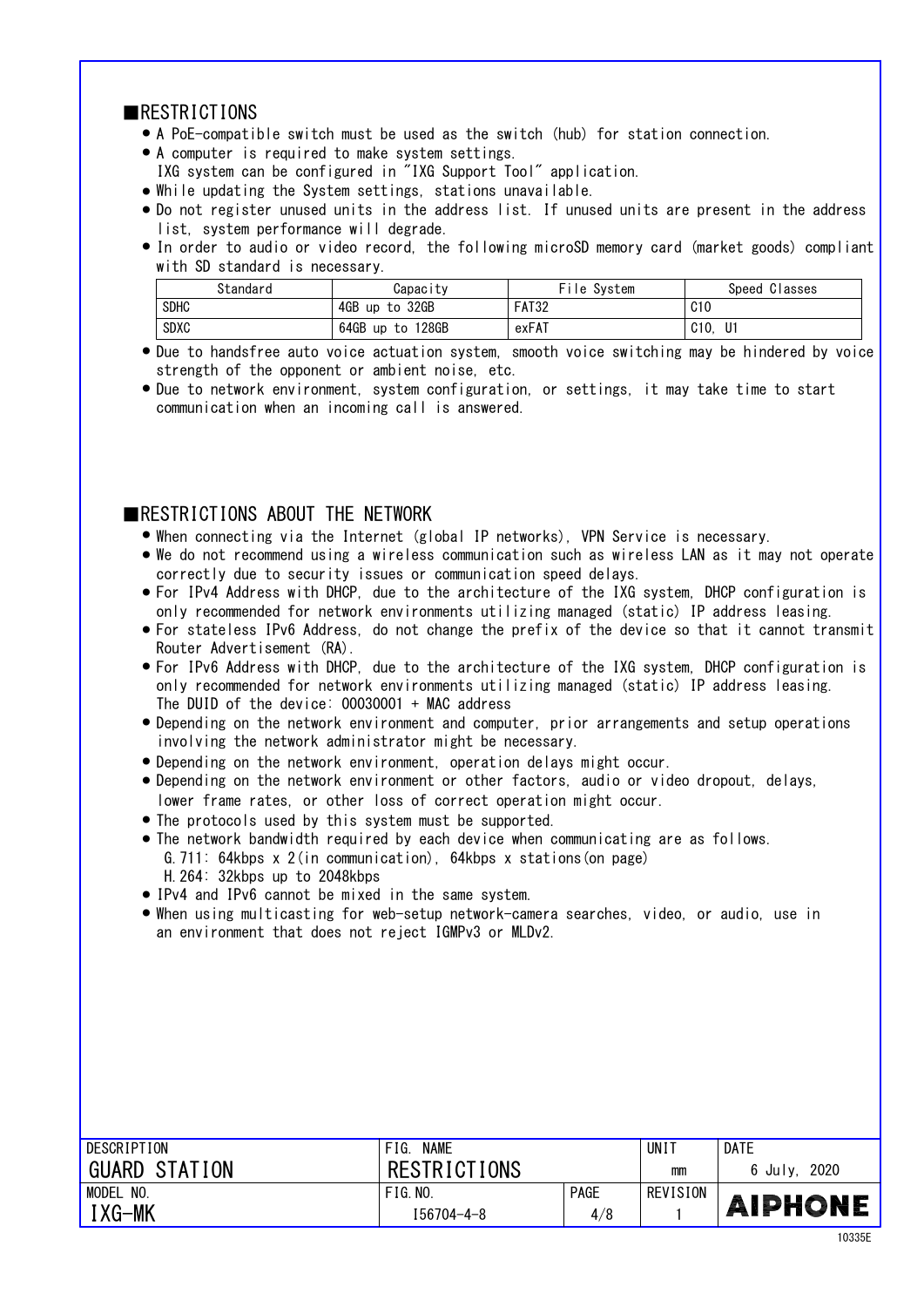## ■RESTRICTIONS

- A PoE-compatible switch must be used as the switch (hub) for station connection.
- A computer is required to make system settings.
  IXG system can be configured in "IXG Support Tool" application.
- While updating the System settings, stations unavailable.
- Do not register unused units in the address list. If unused units are present in the address list, system performance will degrade.
- In order to audio or video record, the following microSD memory card (market goods) compliant with SD standard is necessary.

| Standard | Capacity | File System | Speed Classes |
| --- | --- | --- | --- |
| SDHC | 4GB up to 32GB | FAT32 | C10 |
| SDXC | 64GB up to 128GB | exFAT | C10, U1 |

- Due to handsfree auto voice actuation system, smooth voice switching may be hindered by voice strength of the opponent or ambient noise, etc.
- Due to network environment, system configuration, or settings, it may take time to start communication when an incoming call is answered.

## ■RESTRICTIONS ABOUT THE NETWORK

- When connecting via the Internet (global IP networks), VPN Service is necessary.
- We do not recommend using a wireless communication such as wireless LAN as it may not operate correctly due to security issues or communication speed delays.
- For IPv4 Address with DHCP, due to the architecture of the IXG system, DHCP configuration is only recommended for network environments utilizing managed (static) IP address leasing.
- For stateless IPv6 Address, do not change the prefix of the device so that it cannot transmit Router Advertisement (RA).
- For IPv6 Address with DHCP, due to the architecture of the IXG system, DHCP configuration is only recommended for network environments utilizing managed (static) IP address leasing.
  The DUID of the device: 00030001 + MAC address
- Depending on the network environment and computer, prior arrangements and setup operations involving the network administrator might be necessary.
- Depending on the network environment, operation delays might occur.
- Depending on the network environment or other factors, audio or video dropout, delays, lower frame rates, or other loss of correct operation might occur.
- The protocols used by this system must be supported.
- The network bandwidth required by each device when communicating are as follows.
  G.711: 64kbps x 2(in communication), 64kbps x stations(on page)
  H.264: 32kbps up to 2048kbps
- IPv4 and IPv6 cannot be mixed in the same system.
- When using multicasting for web-setup network-camera searches, video, or audio, use in an environment that does not reject IGMPv3 or MLDv2.

| DESCRIPTION | FIG. NAME | | UNIT | DATE |
| --- | --- | --- | --- | --- |
| GUARD STATION | RESTRICTIONS | | mm | 6 July, 2020 |
| MODEL NO. | FIG.NO. | PAGE | REVISION | |
| IXG-MK | I56704-4-8 | 4/8 | 1 | AIPHONE |

10335E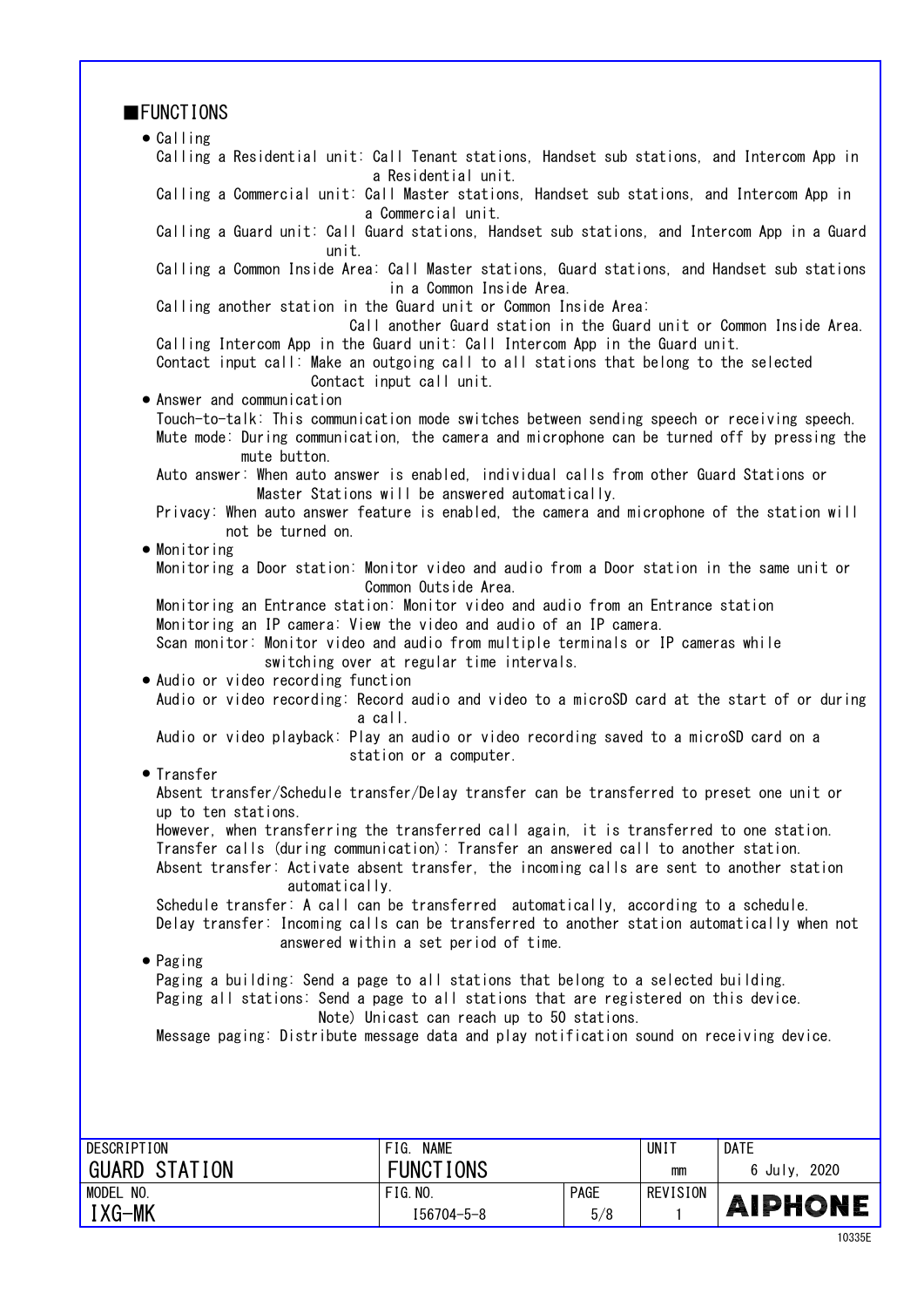## ■FUNCTIONS

- **Calling**

  Calling a Residential unit: Call Tenant stations, Handset sub stations, and Intercom App in a Residential unit.

  Calling a Commercial unit: Call Master stations, Handset sub stations, and Intercom App in a Commercial unit.

  Calling a Guard unit: Call Guard stations, Handset sub stations, and Intercom App in a Guard unit.

  Calling a Common Inside Area: Call Master stations, Guard stations, and Handset sub stations in a Common Inside Area.

  Calling another station in the Guard unit or Common Inside Area: Call another Guard station in the Guard unit or Common Inside Area.

  Calling Intercom App in the Guard unit: Call Intercom App in the Guard unit.

  Contact input call: Make an outgoing call to all stations that belong to the selected Contact input call unit.

- **Answer and communication**

  Touch-to-talk: This communication mode switches between sending speech or receiving speech.

  Mute mode: During communication, the camera and microphone can be turned off by pressing the mute button.

  Auto answer: When auto answer is enabled, individual calls from other Guard Stations or Master Stations will be answered automatically.

  Privacy: When auto answer feature is enabled, the camera and microphone of the station will not be turned on.

- **Monitoring**

  Monitoring a Door station: Monitor video and audio from a Door station in the same unit or Common Outside Area.

  Monitoring an Entrance station: Monitor video and audio from an Entrance station

  Monitoring an IP camera: View the video and audio of an IP camera.

  Scan monitor: Monitor video and audio from multiple terminals or IP cameras while switching over at regular time intervals.

- **Audio or video recording function**

  Audio or video recording: Record audio and video to a microSD card at the start of or during a call.

  Audio or video playback: Play an audio or video recording saved to a microSD card on a station or a computer.

- **Transfer**

  Absent transfer/Schedule transfer/Delay transfer can be transferred to preset one unit or up to ten stations.

  However, when transferring the transferred call again, it is transferred to one station.

  Transfer calls (during communication): Transfer an answered call to another station.

  Absent transfer: Activate absent transfer, the incoming calls are sent to another station automatically.

  Schedule transfer: A call can be transferred automatically, according to a schedule.

  Delay transfer: Incoming calls can be transferred to another station automatically when not answered within a set period of time.

- **Paging**

  Paging a building: Send a page to all stations that belong to a selected building.

  Paging all stations: Send a page to all stations that are registered on this device.
  Note) Unicast can reach up to 50 stations.

  Message paging: Distribute message data and play notification sound on receiving device.

| DESCRIPTION | FIG. NAME | | UNIT | DATE |
|---|---|---|---|---|
| GUARD STATION | FUNCTIONS | | mm | 6 July, 2020 |
| MODEL NO. | FIG.NO. | PAGE | REVISION | AIPHONE |
| IXG-MK | I56704-5-8 | 5/8 | 1 | |

10335E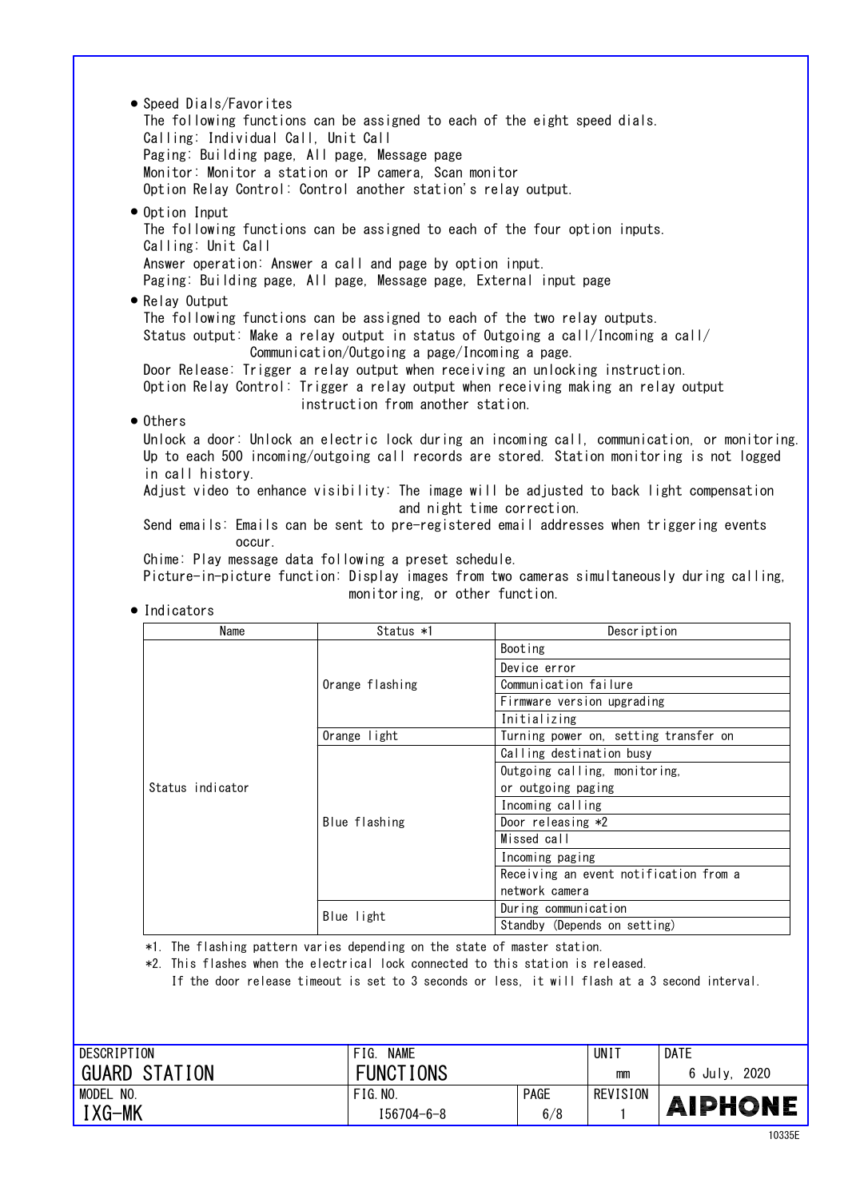- Speed Dials/Favorites
  The following functions can be assigned to each of the eight speed dials.
  Calling: Individual Call, Unit Call
  Paging: Building page, All page, Message page
  Monitor: Monitor a station or IP camera, Scan monitor
  Option Relay Control: Control another station's relay output.

- Option Input
  The following functions can be assigned to each of the four option inputs.
  Calling: Unit Call
  Answer operation: Answer a call and page by option input.
  Paging: Building page, All page, Message page, External input page

- Relay Output
  The following functions can be assigned to each of the two relay outputs.
  Status output: Make a relay output in status of Outgoing a call/Incoming a call/Communication/Outgoing a page/Incoming a page.
  Door Release: Trigger a relay output when receiving an unlocking instruction.
  Option Relay Control: Trigger a relay output when receiving making an relay output instruction from another station.

- Others
  Unlock a door: Unlock an electric lock during an incoming call, communication, or monitoring.
  Up to each 500 incoming/outgoing call records are stored. Station monitoring is not logged in call history.
  Adjust video to enhance visibility: The image will be adjusted to back light compensation and night time correction.
  Send emails: Emails can be sent to pre-registered email addresses when triggering events occur.
  Chime: Play message data following a preset schedule.
  Picture-in-picture function: Display images from two cameras simultaneously during calling, monitoring, or other function.

- Indicators

| Name | Status *1 | Description |
|---|---|---|
| Status indicator | Orange flashing | Booting |
| | | Device error |
| | | Communication failure |
| | | Firmware version upgrading |
| | | Initializing |
| | Orange light | Turning power on, setting transfer on |
| | Blue flashing | Calling destination busy |
| | | Outgoing calling, monitoring, or outgoing paging |
| | | Incoming calling |
| | | Door releasing *2 |
| | | Missed call |
| | | Incoming paging |
| | | Receiving an event notification from a network camera |
| | Blue light | During communication |
| | | Standby (Depends on setting) |

*1. The flashing pattern varies depending on the state of master station.
*2. This flashes when the electrical lock connected to this station is released.
If the door release timeout is set to 3 seconds or less, it will flash at a 3 second interval.

| DESCRIPTION | FIG. NAME | | UNIT | DATE |
|---|---|---|---|---|
| GUARD STATION | FUNCTIONS | | mm | 6 July, 2020 |
| MODEL NO. | FIG. NO. | PAGE | REVISION | |
| IXG-MK | I56704-6-8 | 6/8 | 1 | AIPHONE |

10335E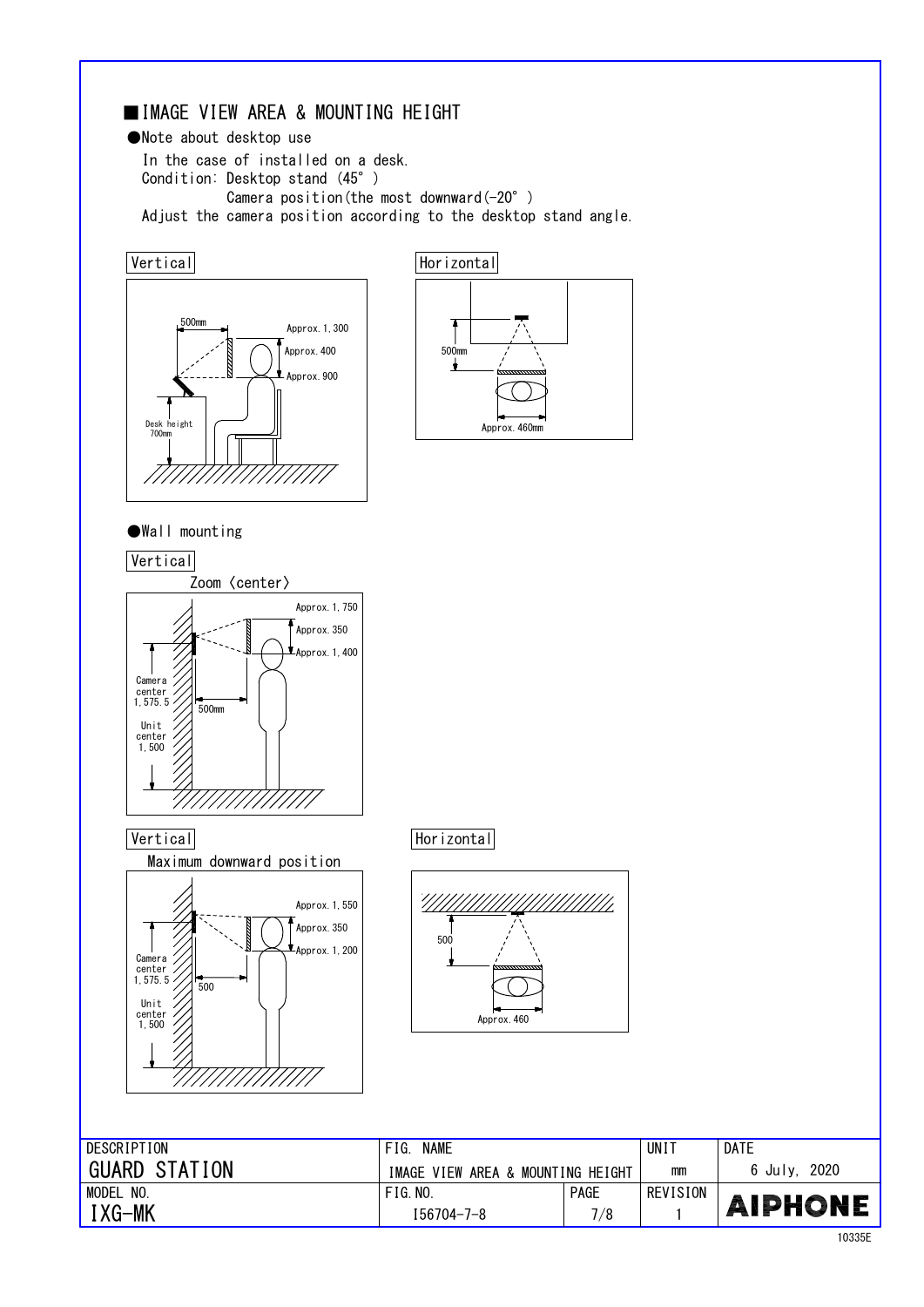## ■IMAGE VIEW AREA & MOUNTING HEIGHT

●Note about desktop use

In the case of installed on a desk.
Condition: Desktop stand (45°)
Camera position(the most downward(-20°)
Adjust the camera position according to the desktop stand angle.

Vertical

500mm
Approx.1,300
Approx.400
Approx.900
Desk height 700mm

Horizontal

500mm
Approx.460mm

●Wall mounting

Vertical

Zoom (center)

Approx.1,750
Approx.350
Approx.1,400
Camera center 1,575.5
Unit center 1,500
500mm

Vertical

Maximum downward position

Approx.1,550
Approx.350
Approx.1,200
Camera center 1,575.5
Unit center 1,500
500

Horizontal

500
Approx.460

| DESCRIPTION | FIG. NAME | | UNIT | DATE |
|---|---|---|---|---|
| GUARD STATION | IMAGE VIEW AREA & MOUNTING HEIGHT | | mm | 6 July, 2020 |
| MODEL NO. | FIG.NO. | PAGE | REVISION | AIPHONE |
| IXG-MK | I56704-7-8 | 7/8 | 1 | |

10335E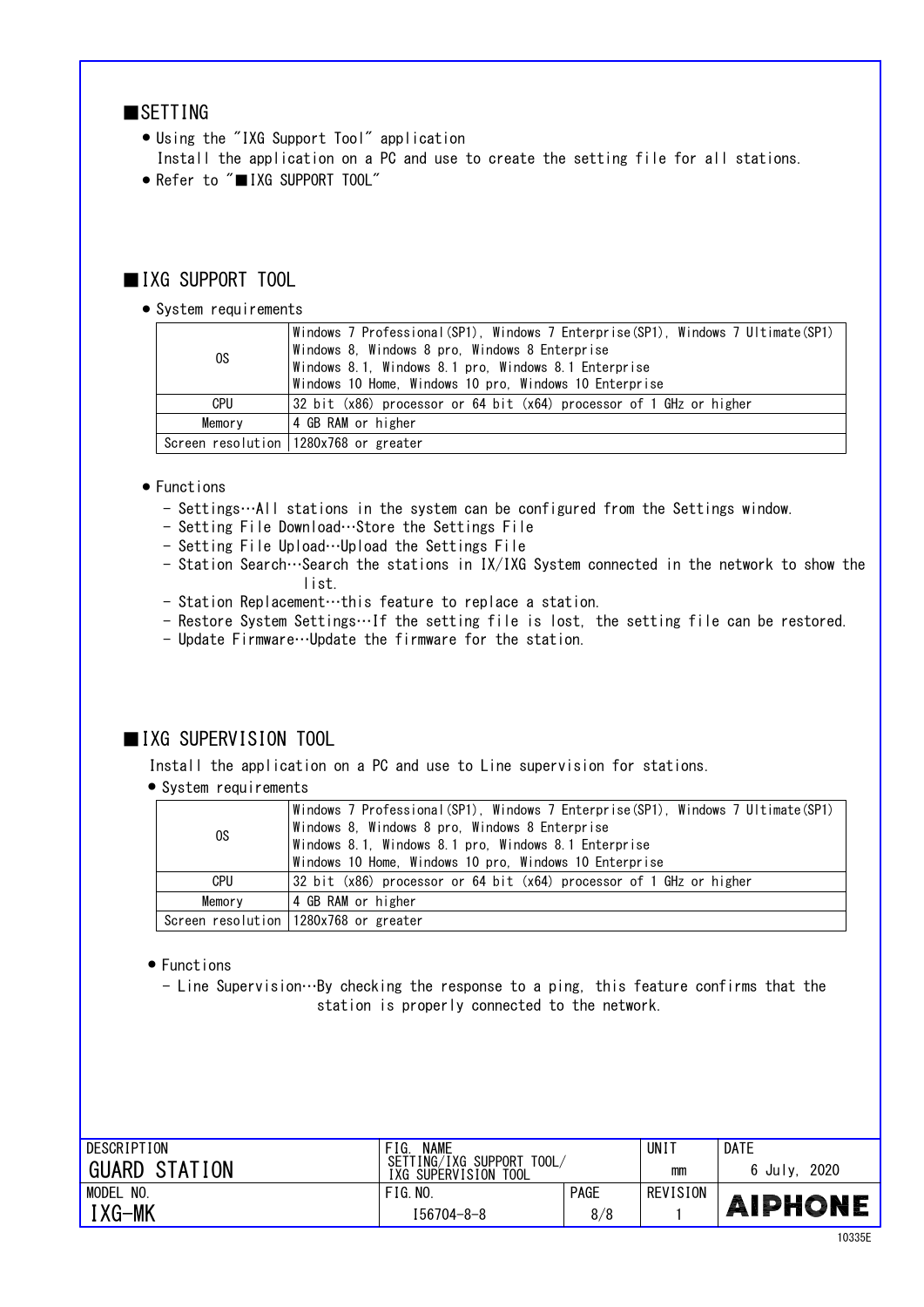## ■SETTING

- Using the "IXG Support Tool" application
  Install the application on a PC and use to create the setting file for all stations.
- Refer to "■IXG SUPPORT TOOL"

## ■IXG SUPPORT TOOL

- System requirements

| | |
|---|---|
| OS | Windows 7 Professional(SP1), Windows 7 Enterprise(SP1), Windows 7 Ultimate(SP1)<br>Windows 8, Windows 8 pro, Windows 8 Enterprise<br>Windows 8.1, Windows 8.1 pro, Windows 8.1 Enterprise<br>Windows 10 Home, Windows 10 pro, Windows 10 Enterprise |
| CPU | 32 bit (x86) processor or 64 bit (x64) processor of 1 GHz or higher |
| Memory | 4 GB RAM or higher |
| Screen resolution | 1280x768 or greater |

- Functions
  - Settings…All stations in the system can be configured from the Settings window.
  - Setting File Download…Store the Settings File
  - Setting File Upload…Upload the Settings File
  - Station Search…Search the stations in IX/IXG System connected in the network to show the list.
  - Station Replacement…this feature to replace a station.
  - Restore System Settings…If the setting file is lost, the setting file can be restored.
  - Update Firmware…Update the firmware for the station.

## ■IXG SUPERVISION TOOL

Install the application on a PC and use to Line supervision for stations.

- System requirements

| | |
|---|---|
| OS | Windows 7 Professional(SP1), Windows 7 Enterprise(SP1), Windows 7 Ultimate(SP1)<br>Windows 8, Windows 8 pro, Windows 8 Enterprise<br>Windows 8.1, Windows 8.1 pro, Windows 8.1 Enterprise<br>Windows 10 Home, Windows 10 pro, Windows 10 Enterprise |
| CPU | 32 bit (x86) processor or 64 bit (x64) processor of 1 GHz or higher |
| Memory | 4 GB RAM or higher |
| Screen resolution | 1280x768 or greater |

- Functions
  - Line Supervision…By checking the response to a ping, this feature confirms that the station is properly connected to the network.

| DESCRIPTION | FIG. NAME | | UNIT | DATE |
|---|---|---|---|---|
| GUARD STATION | SETTING/IXG SUPPORT TOOL/ IXG SUPERVISION TOOL | | mm | 6 July, 2020 |
| MODEL NO. | FIG.NO. | PAGE | REVISION | |
| IXG-MK | I56704-8-8 | 8/8 | 1 | AIPHONE |

10335E